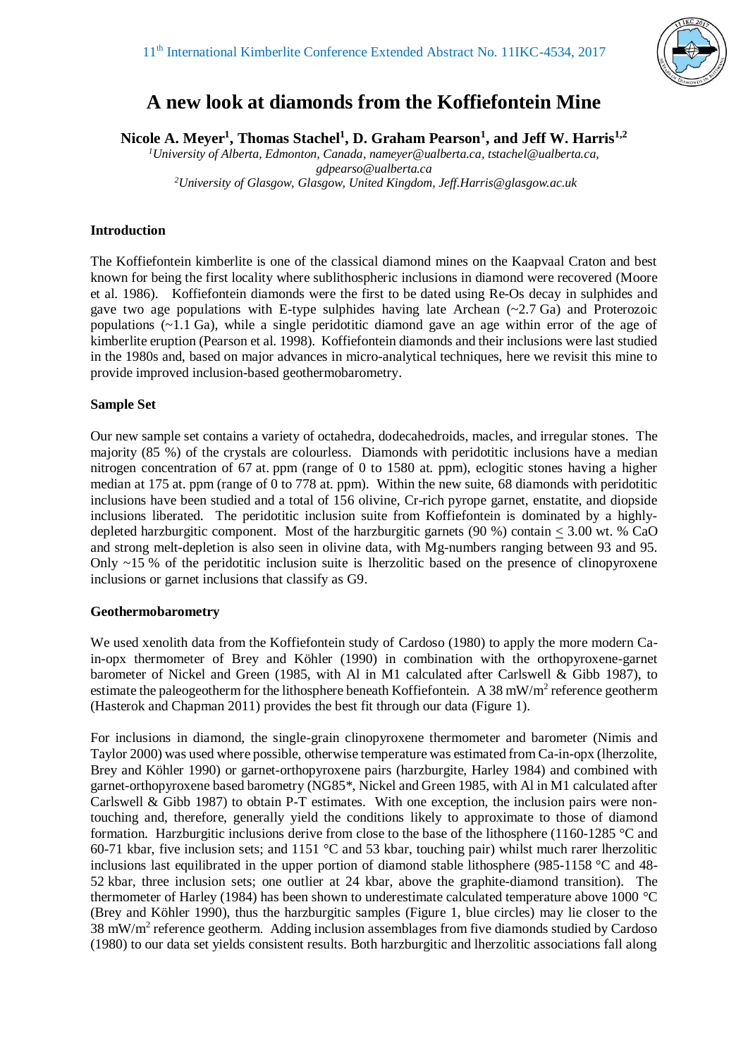# A new look at diamonds from the Koffiefontein Mine

**Nicole A. Meyer[1], Thomas Stachel[1], D. Graham Pearson[1], and Jeff W. Harris[1,2]**

[1] *University of Alberta, Edmonton, Canada, nameyer@ualberta.ca, tstachel@ualberta.ca, gdpearso@ualberta.ca*
[2] *University of Glasgow, Glasgow, United Kingdom, Jeff.Harris@glasgow.ac.uk*

## Introduction

The Koffiefontein kimberlite is one of the classical diamond mines on the Kaapvaal Craton and best known for being the first locality where sublithospheric inclusions in diamond were recovered (Moore et al. 1986). Koffiefontein diamonds were the first to be dated using Re-Os decay in sulphides and gave two age populations with E-type sulphides having late Archean (~2.7 Ga) and Proterozoic populations (~1.1 Ga), while a single peridotitic diamond gave an age within error of the age of kimberlite eruption (Pearson et al. 1998). Koffiefontein diamonds and their inclusions were last studied in the 1980s and, based on major advances in micro-analytical techniques, here we revisit this mine to provide improved inclusion-based geothermobarometry.

## Sample Set

Our new sample set contains a variety of octahedra, dodecahedroids, macles, and irregular stones. The majority (85 %) of the crystals are colourless. Diamonds with peridotitic inclusions have a median nitrogen concentration of 67 at. ppm (range of 0 to 1580 at. ppm), eclogitic stones having a higher median at 175 at. ppm (range of 0 to 778 at. ppm). Within the new suite, 68 diamonds with peridotitic inclusions have been studied and a total of 156 olivine, Cr-rich pyrope garnet, enstatite, and diopside inclusions liberated. The peridotitic inclusion suite from Koffiefontein is dominated by a highly-depleted harzburgitic component. Most of the harzburgitic garnets (90 %) contain $\leq$ 3.00 wt. % CaO and strong melt-depletion is also seen in olivine data, with Mg-numbers ranging between 93 and 95. Only ~15 % of the peridotitic inclusion suite is lherzolitic based on the presence of clinopyroxene inclusions or garnet inclusions that classify as G9.

## Geothermobarometry

We used xenolith data from the Koffiefontein study of Cardoso (1980) to apply the more modern Ca-in-opx thermometer of Brey and Köhler (1990) in combination with the orthopyroxene-garnet barometer of Nickel and Green (1985, with Al in M1 calculated after Carlswell & Gibb 1987), to estimate the paleogeotherm for the lithosphere beneath Koffiefontein. A 38 mW/m$^2$ reference geotherm (Hasterok and Chapman 2011) provides the best fit through our data (Figure 1).

For inclusions in diamond, the single-grain clinopyroxene thermometer and barometer (Nimis and Taylor 2000) was used where possible, otherwise temperature was estimated from Ca-in-opx (lherzolite, Brey and Köhler 1990) or garnet-orthopyroxene pairs (harzburgite, Harley 1984) and combined with garnet-orthopyroxene based barometry (NG85*, Nickel and Green 1985, with Al in M1 calculated after Carlswell & Gibb 1987) to obtain P-T estimates. With one exception, the inclusion pairs were non-touching and, therefore, generally yield the conditions likely to approximate to those of diamond formation. Harzburgitic inclusions derive from close to the base of the lithosphere (1160-1285 °C and 60-71 kbar, five inclusion sets; and 1151 °C and 53 kbar, touching pair) whilst much rarer lherzolitic inclusions last equilibrated in the upper portion of diamond stable lithosphere (985-1158 °C and 48-52 kbar, three inclusion sets; one outlier at 24 kbar, above the graphite-diamond transition). The thermometer of Harley (1984) has been shown to underestimate calculated temperature above 1000 °C (Brey and Köhler 1990), thus the harzburgitic samples (Figure 1, blue circles) may lie closer to the 38 mW/m$^2$ reference geotherm. Adding inclusion assemblages from five diamonds studied by Cardoso (1980) to our data set yields consistent results. Both harzburgitic and lherzolitic associations fall along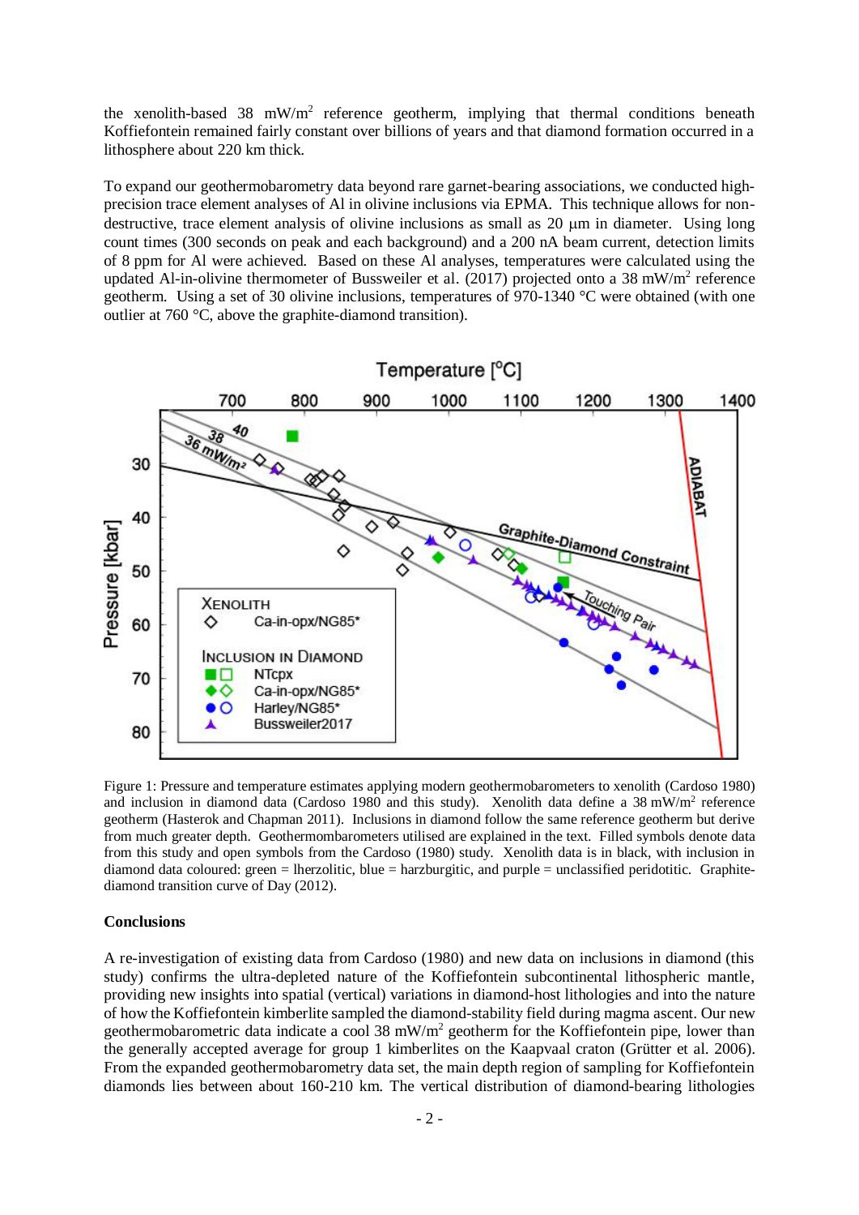the xenolith-based 38 mW/m$^2$ reference geotherm, implying that thermal conditions beneath Koffiefontein remained fairly constant over billions of years and that diamond formation occurred in a lithosphere about 220 km thick.

To expand our geothermobarometry data beyond rare garnet-bearing associations, we conducted high-precision trace element analyses of Al in olivine inclusions via EPMA. This technique allows for non-destructive, trace element analysis of olivine inclusions as small as 20 μm in diameter. Using long count times (300 seconds on peak and each background) and a 200 nA beam current, detection limits of 8 ppm for Al were achieved. Based on these Al analyses, temperatures were calculated using the updated Al-in-olivine thermometer of Bussweiler et al. (2017) projected onto a 38 mW/m$^2$ reference geotherm. Using a set of 30 olivine inclusions, temperatures of 970-1340 °C were obtained (with one outlier at 760 °C, above the graphite-diamond transition).

Figure 1: Pressure and temperature estimates applying modern geothermobarometers to xenolith (Cardoso 1980) and inclusion in diamond data (Cardoso 1980 and this study). Xenolith data define a 38 mW/m$^2$ reference geotherm (Hasterok and Chapman 2011). Inclusions in diamond follow the same reference geotherm but derive from much greater depth. Geothermombarometers utilised are explained in the text. Filled symbols denote data from this study and open symbols from the Cardoso (1980) study. Xenolith data is in black, with inclusion in diamond data coloured: green = lherzolitic, blue = harzburgitic, and purple = unclassified peridotitic. Graphite-diamond transition curve of Day (2012).

**Conclusions**

A re-investigation of existing data from Cardoso (1980) and new data on inclusions in diamond (this study) confirms the ultra-depleted nature of the Koffiefontein subcontinental lithospheric mantle, providing new insights into spatial (vertical) variations in diamond-host lithologies and into the nature of how the Koffiefontein kimberlite sampled the diamond-stability field during magma ascent. Our new geothermobarometric data indicate a cool 38 mW/m$^2$ geotherm for the Koffiefontein pipe, lower than the generally accepted average for group 1 kimberlites on the Kaapvaal craton (Grütter et al. 2006). From the expanded geothermobarometry data set, the main depth region of sampling for Koffiefontein diamonds lies between about 160-210 km. The vertical distribution of diamond-bearing lithologies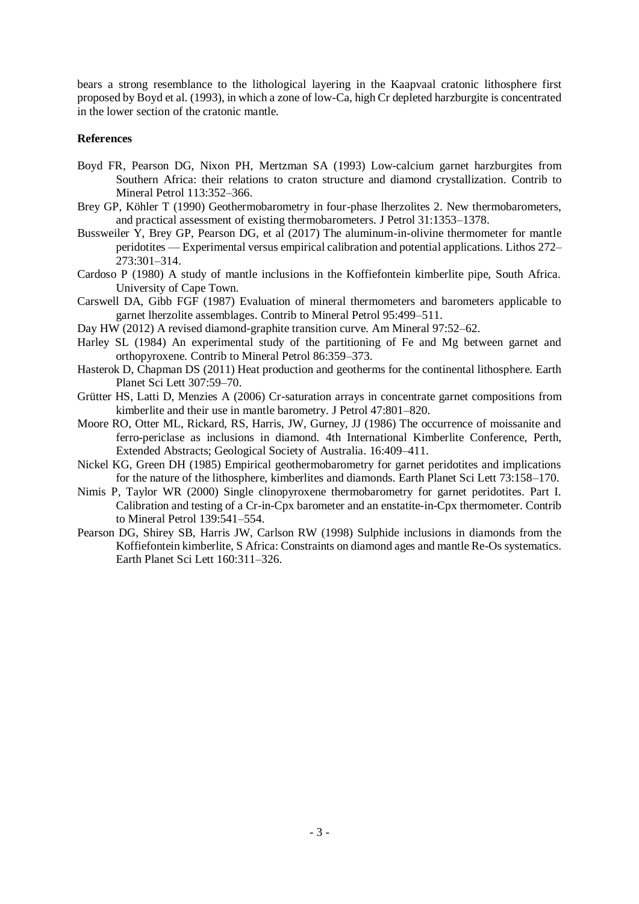bears a strong resemblance to the lithological layering in the Kaapvaal cratonic lithosphere first proposed by Boyd et al. (1993), in which a zone of low-Ca, high Cr depleted harzburgite is concentrated in the lower section of the cratonic mantle.

**References**

Boyd FR, Pearson DG, Nixon PH, Mertzman SA (1993) Low-calcium garnet harzburgites from Southern Africa: their relations to craton structure and diamond crystallization. Contrib to Mineral Petrol 113:352–366.

Brey GP, Köhler T (1990) Geothermobarometry in four-phase lherzolites 2. New thermobarometers, and practical assessment of existing thermobarometers. J Petrol 31:1353–1378.

Bussweiler Y, Brey GP, Pearson DG, et al (2017) The aluminum-in-olivine thermometer for mantle peridotites — Experimental versus empirical calibration and potential applications. Lithos 272–273:301–314.

Cardoso P (1980) A study of mantle inclusions in the Koffiefontein kimberlite pipe, South Africa. University of Cape Town.

Carswell DA, Gibb FGF (1987) Evaluation of mineral thermometers and barometers applicable to garnet lherzolite assemblages. Contrib to Mineral Petrol 95:499–511.

Day HW (2012) A revised diamond-graphite transition curve. Am Mineral 97:52–62.

Harley SL (1984) An experimental study of the partitioning of Fe and Mg between garnet and orthopyroxene. Contrib to Mineral Petrol 86:359–373.

Hasterok D, Chapman DS (2011) Heat production and geotherms for the continental lithosphere. Earth Planet Sci Lett 307:59–70.

Grütter HS, Latti D, Menzies A (2006) Cr-saturation arrays in concentrate garnet compositions from kimberlite and their use in mantle barometry. J Petrol 47:801–820.

Moore RO, Otter ML, Rickard, RS, Harris, JW, Gurney, JJ (1986) The occurrence of moissanite and ferro-periclase as inclusions in diamond. 4th International Kimberlite Conference, Perth, Extended Abstracts; Geological Society of Australia. 16:409–411.

Nickel KG, Green DH (1985) Empirical geothermobarometry for garnet peridotites and implications for the nature of the lithosphere, kimberlites and diamonds. Earth Planet Sci Lett 73:158–170.

Nimis P, Taylor WR (2000) Single clinopyroxene thermobarometry for garnet peridotites. Part I. Calibration and testing of a Cr-in-Cpx barometer and an enstatite-in-Cpx thermometer. Contrib to Mineral Petrol 139:541–554.

Pearson DG, Shirey SB, Harris JW, Carlson RW (1998) Sulphide inclusions in diamonds from the Koffiefontein kimberlite, S Africa: Constraints on diamond ages and mantle Re-Os systematics. Earth Planet Sci Lett 160:311–326.